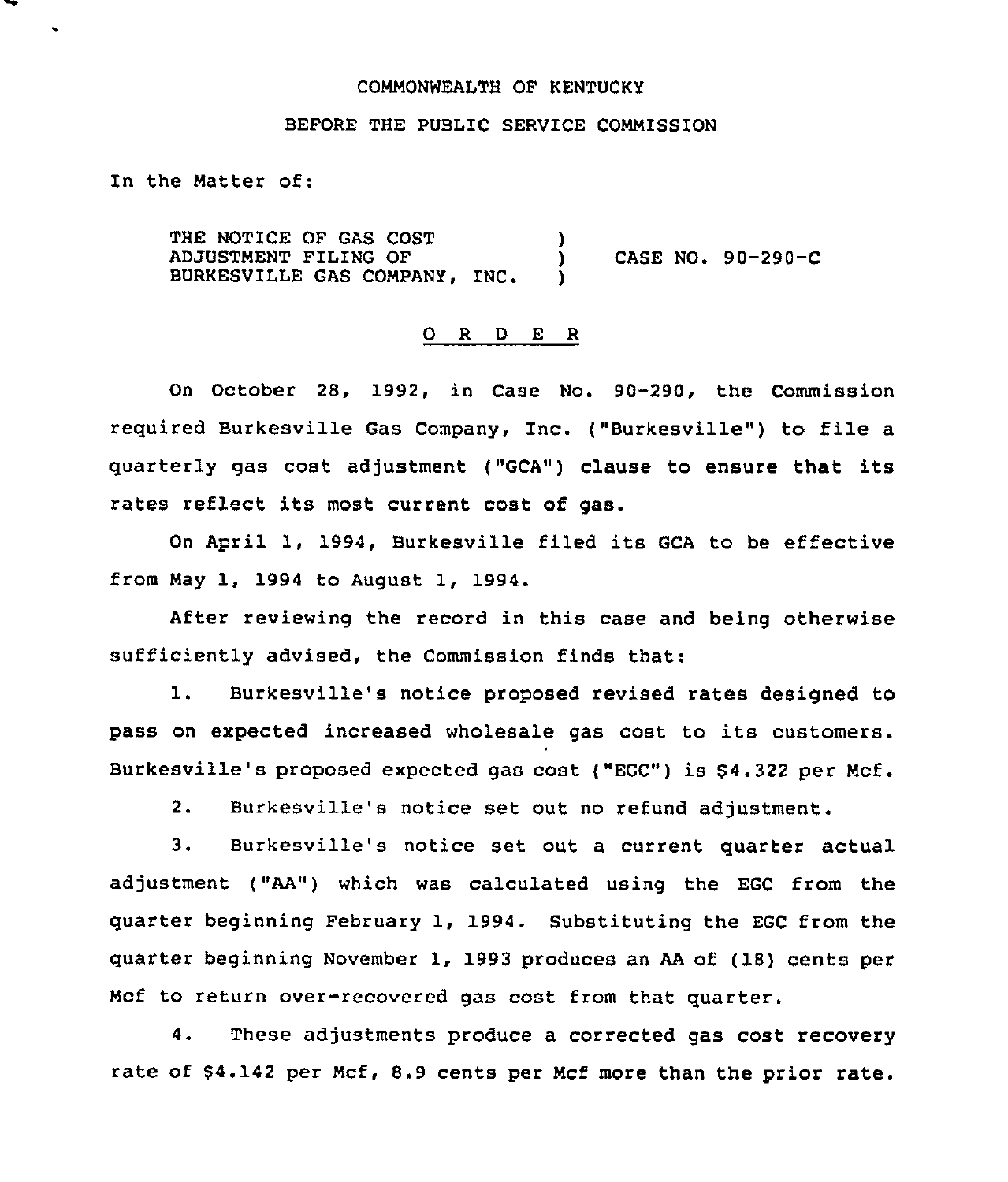COMMONWEALTH OF KENTUCKY

BEFORE THE PUBLIC SERVICE COMMISSION

In the Matter of:

THE NOTICE OF GAS COST ADJUSTMENT FILING OF BURKESVILLE GAS COMPANY, INC. ) CASE NO. 90-290-C

O R D E R

On October 28, 1992, in Case No. 90-290, the Commission required Burkesville Gas Company, Inc. ("Burkesville") to file a quarterly gas cost adjustment ("GCA") clause to ensure that its rates reflect its most current cost of gas.

On April 1, 1994, Burkesville filed its GCA to be effective from May 1, 1994 to August 1, 1994.

After reviewing the record in this case and being otherwise sufficiently advised, the Commission finds that:

1. Burkesville's notice proposed revised rates designed to pass on expected increased wholesale gas cost to its customers. Burkesville's proposed expected gas cost ("EGC") is $4.322 per Mcf.

2. Burkesville's notice set out no refund adjustment.

3. Burkesville's notice set out a current quarter actual adjustment ("AA") which was calculated using the EGC from the quarter beginning February 1, 1994. Substituting the EGC from the quarter beginning November 1, 1993 produces an AA of (18) cents per Mcf to return over-recovered gas cost from that quarter.

4. These adjustments produce a corrected gas cost recovery rate of $4.142 per Mcf, 8.9 cents per Mcf more than the prior rate.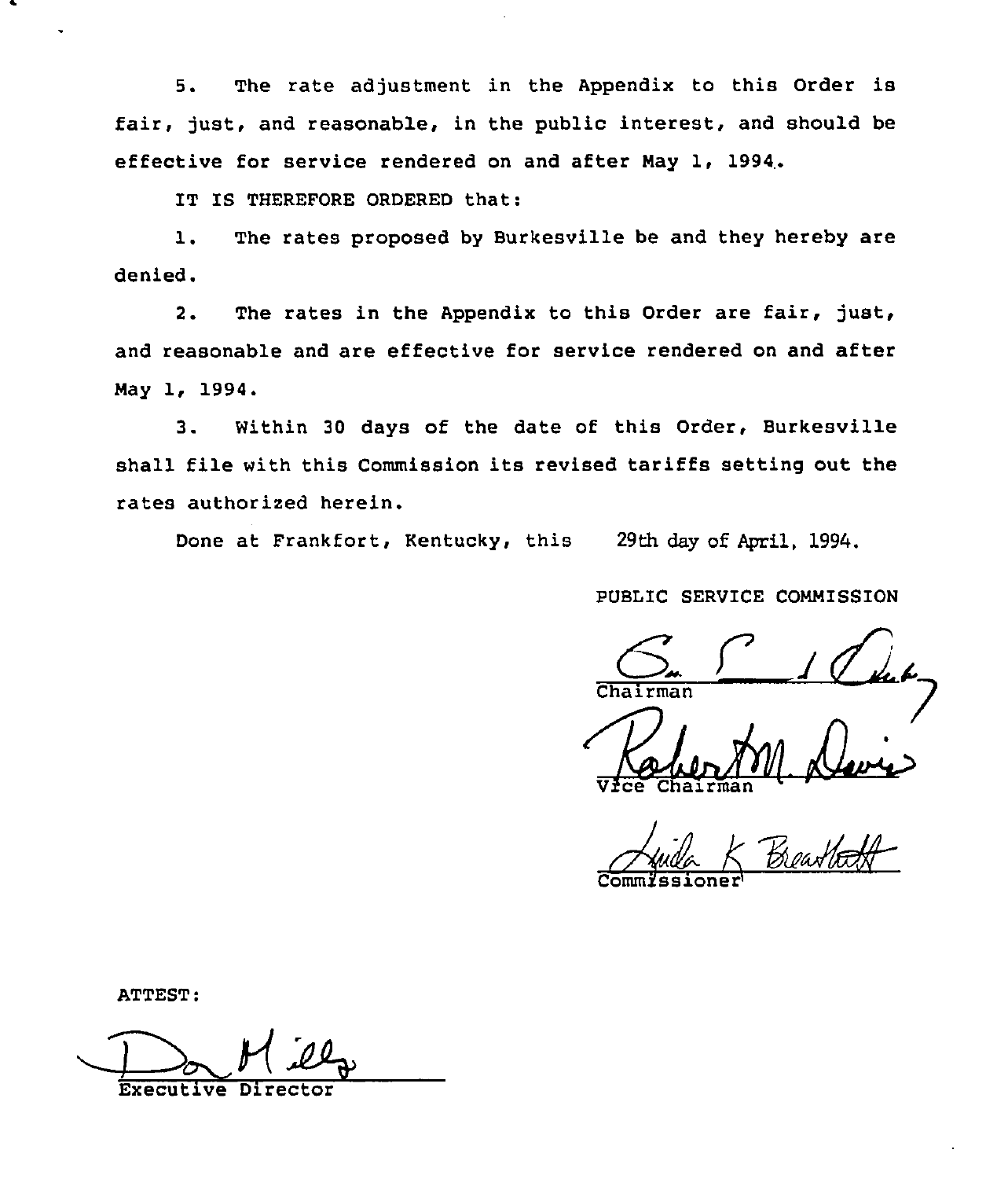5. The rate adjustment in the Appendix to this Order is fair, just, and reasonable, in the public interest, and should be effective for service rendered on and after May 1, 1994.

IT IS THEREFORE ORDERED that:

1. The rates proposed by Burkesville be and they hereby are denied.

2. The rates in the Appendix to this Order are fair, just, and reasonable and are effective for service rendered on and after May 1, 1994.

3. Within 30 days of the date of this Order, Burkesville shall file with this Commission its revised tariffs setting out the rates authorized herein.

Done at Frankfort, Kentucky, this 29th day of April, 1994.

PUBLIC SERVICE COMMISSION

Chairman

Vice Chairman

Commissioner

ATTEST:

Executive Director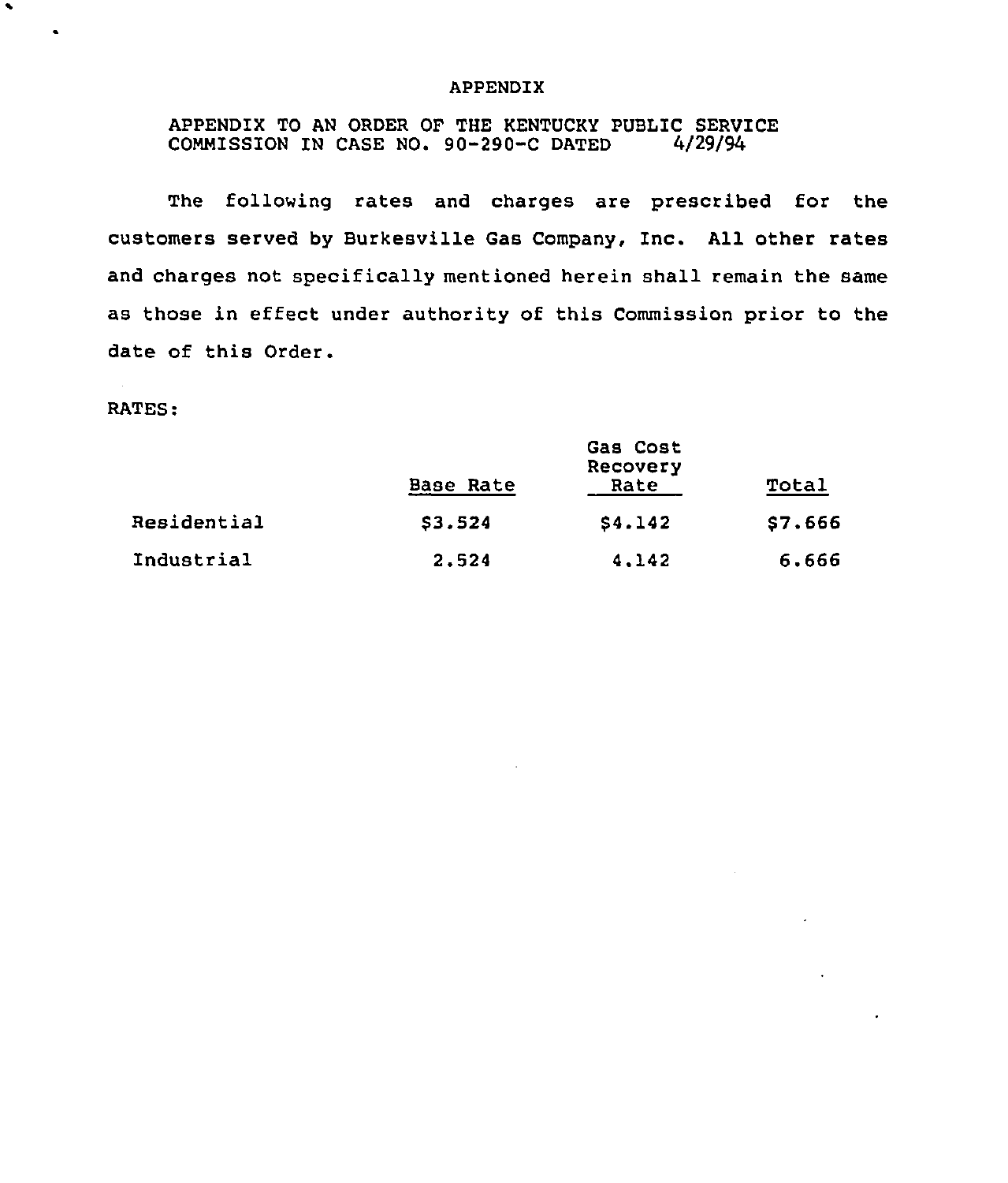# APPENDIX

APPENDIX TO AN ORDER OF THE KENTUCKY PUBLIC SERVICE COMMISSION IN CASE NO. 90-290-C DATED 4/29/94

The following rates and charges are prescribed for the customers served by Burkesville Gas Company, Inc. All other rates and charges not specifically mentioned herein shall remain the same as those in effect under authority of this Commission prior to the date of this Order.

RATES:

| | Base Rate | Gas Cost Recovery Rate | Total |
|---|---|---|---|
| Residential | $3.524 | $4.142 | $7.666 |
| Industrial | 2.524 | 4.142 | 6.666 |